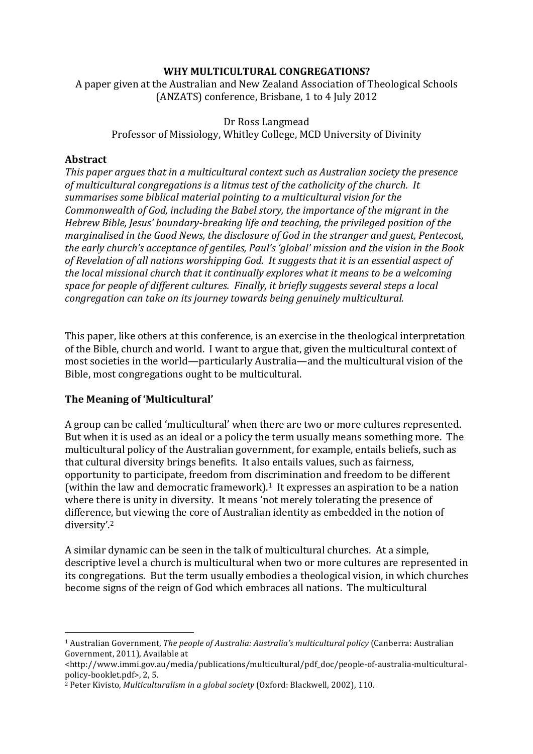# WHY MULTICULTURAL CONGREGATIONS?

A paper given at the Australian and New Zealand Association of Theological Schools (ANZATS) conference, Brisbane, 1 to 4 July 2012

Dr Ross Langmead
Professor of Missiology, Whitley College, MCD University of Divinity

## Abstract

*This paper argues that in a multicultural context such as Australian society the presence of multicultural congregations is a litmus test of the catholicity of the church. It summarises some biblical material pointing to a multicultural vision for the Commonwealth of God, including the Babel story, the importance of the migrant in the Hebrew Bible, Jesus' boundary-breaking life and teaching, the privileged position of the marginalised in the Good News, the disclosure of God in the stranger and guest, Pentecost, the early church's acceptance of gentiles, Paul's 'global' mission and the vision in the Book of Revelation of all nations worshipping God. It suggests that it is an essential aspect of the local missional church that it continually explores what it means to be a welcoming space for people of different cultures. Finally, it briefly suggests several steps a local congregation can take on its journey towards being genuinely multicultural.*

This paper, like others at this conference, is an exercise in the theological interpretation of the Bible, church and world. I want to argue that, given the multicultural context of most societies in the world—particularly Australia—and the multicultural vision of the Bible, most congregations ought to be multicultural.

## The Meaning of 'Multicultural'

A group can be called 'multicultural' when there are two or more cultures represented. But when it is used as an ideal or a policy the term usually means something more. The multicultural policy of the Australian government, for example, entails beliefs, such as that cultural diversity brings benefits. It also entails values, such as fairness, opportunity to participate, freedom from discrimination and freedom to be different (within the law and democratic framework).[1] It expresses an aspiration to be a nation where there is unity in diversity. It means 'not merely tolerating the presence of difference, but viewing the core of Australian identity as embedded in the notion of diversity'.[2]

A similar dynamic can be seen in the talk of multicultural churches. At a simple, descriptive level a church is multicultural when two or more cultures are represented in its congregations. But the term usually embodies a theological vision, in which churches become signs of the reign of God which embraces all nations. The multicultural

---

[1] Australian Government, *The people of Australia: Australia's multicultural policy* (Canberra: Australian Government, 2011), Available at <http://www.immi.gov.au/media/publications/multicultural/pdf_doc/people-of-australia-multicultural-policy-booklet.pdf>, 2, 5.

[2] Peter Kivisto, *Multiculturalism in a global society* (Oxford: Blackwell, 2002), 110.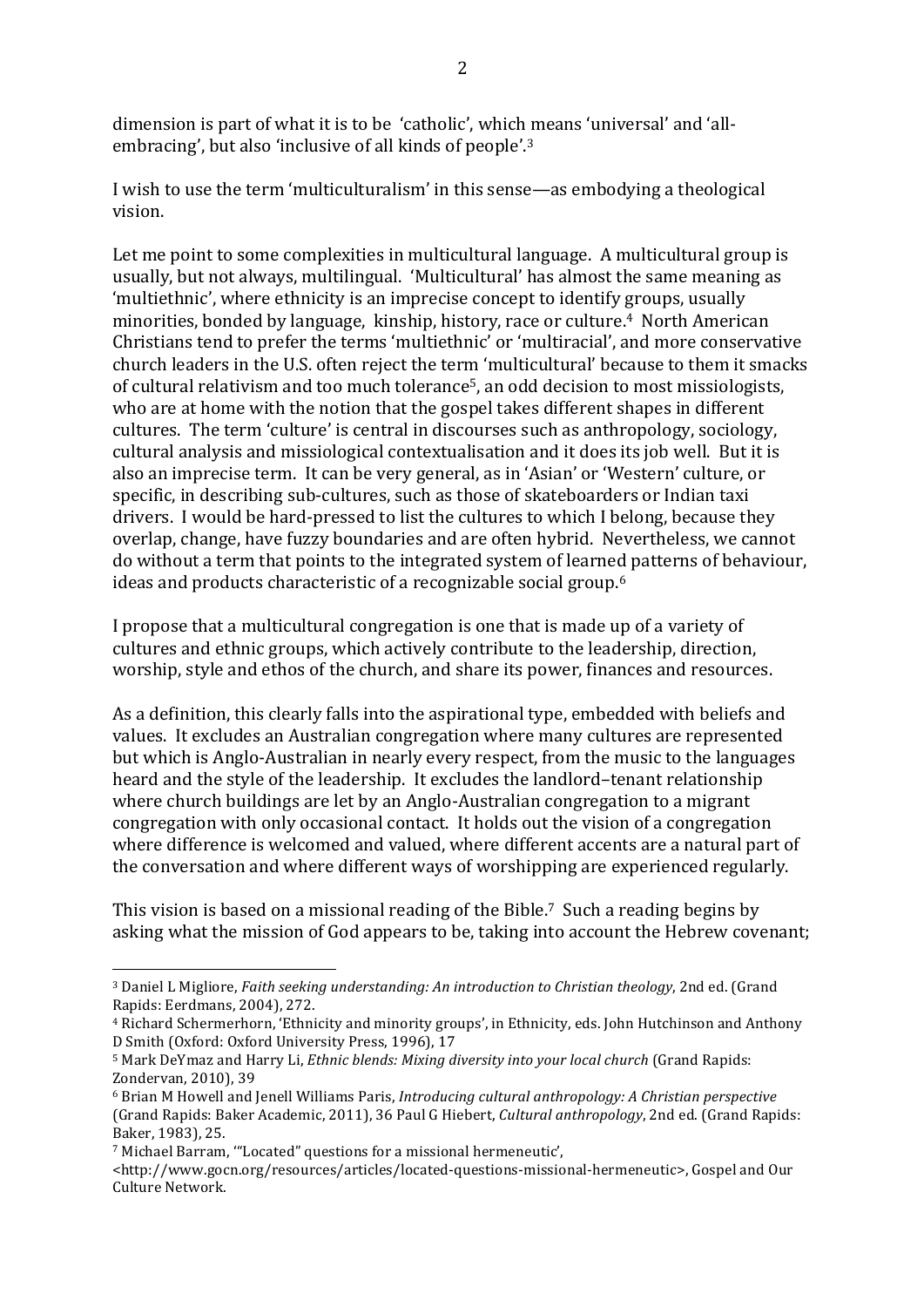dimension is part of what it is to be 'catholic', which means 'universal' and 'all-embracing', but also 'inclusive of all kinds of people'.[3]

I wish to use the term 'multiculturalism' in this sense—as embodying a theological vision.

Let me point to some complexities in multicultural language. A multicultural group is usually, but not always, multilingual. 'Multicultural' has almost the same meaning as 'multiethnic', where ethnicity is an imprecise concept to identify groups, usually minorities, bonded by language, kinship, history, race or culture.[4] North American Christians tend to prefer the terms 'multiethnic' or 'multiracial', and more conservative church leaders in the U.S. often reject the term 'multicultural' because to them it smacks of cultural relativism and too much tolerance[5], an odd decision to most missiologists, who are at home with the notion that the gospel takes different shapes in different cultures. The term 'culture' is central in discourses such as anthropology, sociology, cultural analysis and missiological contextualisation and it does its job well. But it is also an imprecise term. It can be very general, as in 'Asian' or 'Western' culture, or specific, in describing sub-cultures, such as those of skateboarders or Indian taxi drivers. I would be hard-pressed to list the cultures to which I belong, because they overlap, change, have fuzzy boundaries and are often hybrid. Nevertheless, we cannot do without a term that points to the integrated system of learned patterns of behaviour, ideas and products characteristic of a recognizable social group.[6]

I propose that a multicultural congregation is one that is made up of a variety of cultures and ethnic groups, which actively contribute to the leadership, direction, worship, style and ethos of the church, and share its power, finances and resources.

As a definition, this clearly falls into the aspirational type, embedded with beliefs and values. It excludes an Australian congregation where many cultures are represented but which is Anglo-Australian in nearly every respect, from the music to the languages heard and the style of the leadership. It excludes the landlord–tenant relationship where church buildings are let by an Anglo-Australian congregation to a migrant congregation with only occasional contact. It holds out the vision of a congregation where difference is welcomed and valued, where different accents are a natural part of the conversation and where different ways of worshipping are experienced regularly.

This vision is based on a missional reading of the Bible.[7] Such a reading begins by asking what the mission of God appears to be, taking into account the Hebrew covenant;

---

[3] Daniel L Migliore, *Faith seeking understanding: An introduction to Christian theology*, 2nd ed. (Grand Rapids: Eerdmans, 2004), 272.

[4] Richard Schermerhorn, 'Ethnicity and minority groups', in Ethnicity, eds. John Hutchinson and Anthony D Smith (Oxford: Oxford University Press, 1996), 17

[5] Mark DeYmaz and Harry Li, *Ethnic blends: Mixing diversity into your local church* (Grand Rapids: Zondervan, 2010), 39

[6] Brian M Howell and Jenell Williams Paris, *Introducing cultural anthropology: A Christian perspective* (Grand Rapids: Baker Academic, 2011), 36 Paul G Hiebert, *Cultural anthropology*, 2nd ed. (Grand Rapids: Baker, 1983), 25.

[7] Michael Barram, '"Located" questions for a missional hermeneutic', <http://www.gocn.org/resources/articles/located-questions-missional-hermeneutic>, Gospel and Our Culture Network.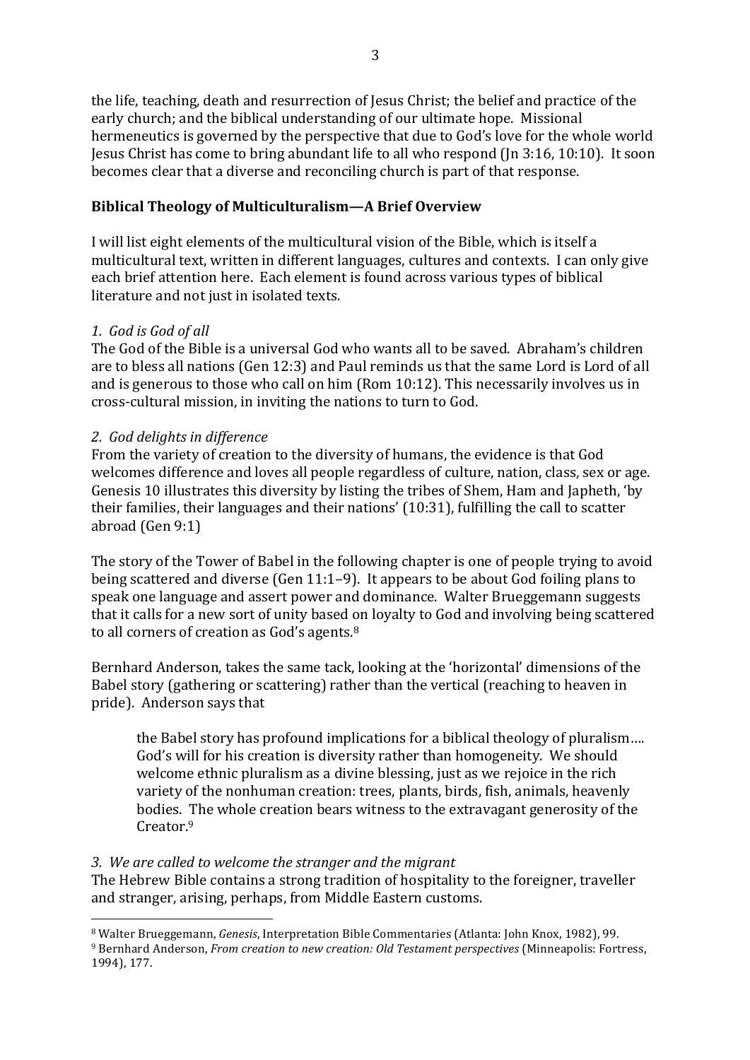the life, teaching, death and resurrection of Jesus Christ; the belief and practice of the early church; and the biblical understanding of our ultimate hope. Missional hermeneutics is governed by the perspective that due to God's love for the whole world Jesus Christ has come to bring abundant life to all who respond (Jn 3:16, 10:10). It soon becomes clear that a diverse and reconciling church is part of that response.

## Biblical Theology of Multiculturalism—A Brief Overview

I will list eight elements of the multicultural vision of the Bible, which is itself a multicultural text, written in different languages, cultures and contexts. I can only give each brief attention here. Each element is found across various types of biblical literature and not just in isolated texts.

### *1. God is God of all*

The God of the Bible is a universal God who wants all to be saved. Abraham's children are to bless all nations (Gen 12:3) and Paul reminds us that the same Lord is Lord of all and is generous to those who call on him (Rom 10:12). This necessarily involves us in cross-cultural mission, in inviting the nations to turn to God.

### *2. God delights in difference*

From the variety of creation to the diversity of humans, the evidence is that God welcomes difference and loves all people regardless of culture, nation, class, sex or age. Genesis 10 illustrates this diversity by listing the tribes of Shem, Ham and Japheth, 'by their families, their languages and their nations' (10:31), fulfilling the call to scatter abroad (Gen 9:1)

The story of the Tower of Babel in the following chapter is one of people trying to avoid being scattered and diverse (Gen 11:1–9). It appears to be about God foiling plans to speak one language and assert power and dominance. Walter Brueggemann suggests that it calls for a new sort of unity based on loyalty to God and involving being scattered to all corners of creation as God's agents.[8]

Bernhard Anderson, takes the same tack, looking at the 'horizontal' dimensions of the Babel story (gathering or scattering) rather than the vertical (reaching to heaven in pride). Anderson says that

> the Babel story has profound implications for a biblical theology of pluralism…. God's will for his creation is diversity rather than homogeneity. We should welcome ethnic pluralism as a divine blessing, just as we rejoice in the rich variety of the nonhuman creation: trees, plants, birds, fish, animals, heavenly bodies. The whole creation bears witness to the extravagant generosity of the Creator.[9]

### *3. We are called to welcome the stranger and the migrant*

The Hebrew Bible contains a strong tradition of hospitality to the foreigner, traveller and stranger, arising, perhaps, from Middle Eastern customs.

---

[8] Walter Brueggemann, *Genesis*, Interpretation Bible Commentaries (Atlanta: John Knox, 1982), 99.

[9] Bernhard Anderson, *From creation to new creation: Old Testament perspectives* (Minneapolis: Fortress, 1994), 177.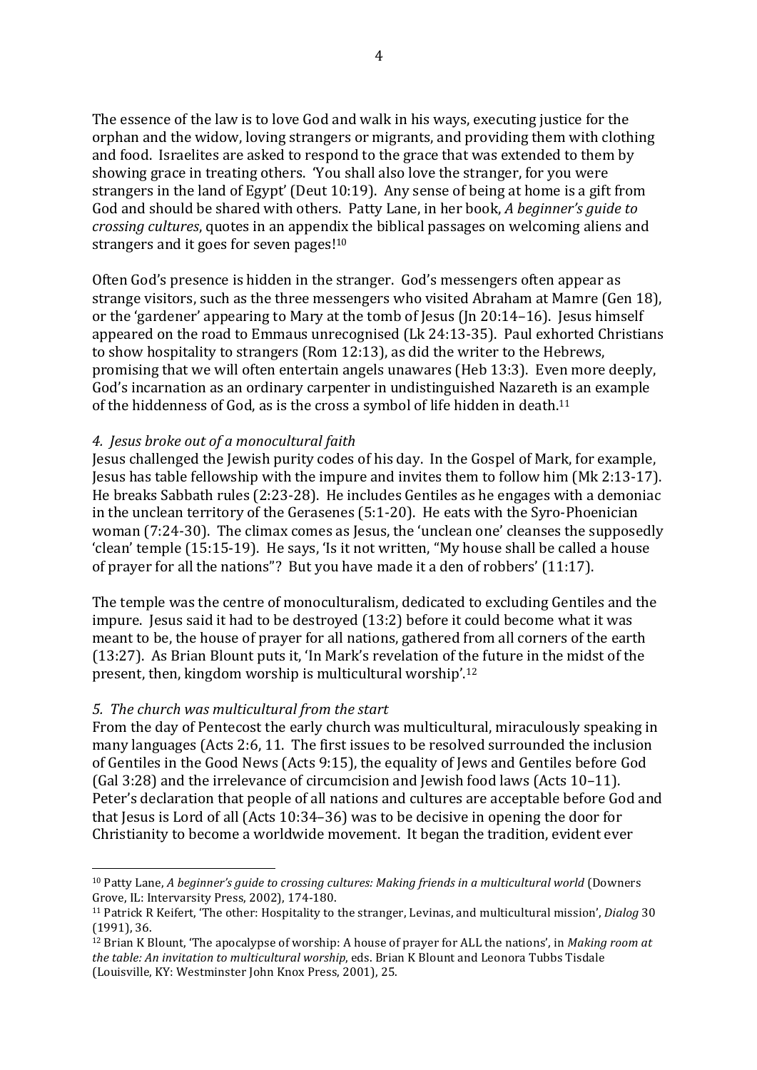The essence of the law is to love God and walk in his ways, executing justice for the orphan and the widow, loving strangers or migrants, and providing them with clothing and food. Israelites are asked to respond to the grace that was extended to them by showing grace in treating others. 'You shall also love the stranger, for you were strangers in the land of Egypt' (Deut 10:19). Any sense of being at home is a gift from God and should be shared with others. Patty Lane, in her book, *A beginner's guide to crossing cultures*, quotes in an appendix the biblical passages on welcoming aliens and strangers and it goes for seven pages![10]

Often God's presence is hidden in the stranger. God's messengers often appear as strange visitors, such as the three messengers who visited Abraham at Mamre (Gen 18), or the 'gardener' appearing to Mary at the tomb of Jesus (Jn 20:14–16). Jesus himself appeared on the road to Emmaus unrecognised (Lk 24:13-35). Paul exhorted Christians to show hospitality to strangers (Rom 12:13), as did the writer to the Hebrews, promising that we will often entertain angels unawares (Heb 13:3). Even more deeply, God's incarnation as an ordinary carpenter in undistinguished Nazareth is an example of the hiddenness of God, as is the cross a symbol of life hidden in death.[11]

*4. Jesus broke out of a monocultural faith*

Jesus challenged the Jewish purity codes of his day. In the Gospel of Mark, for example, Jesus has table fellowship with the impure and invites them to follow him (Mk 2:13-17). He breaks Sabbath rules (2:23-28). He includes Gentiles as he engages with a demoniac in the unclean territory of the Gerasenes (5:1-20). He eats with the Syro-Phoenician woman (7:24-30). The climax comes as Jesus, the 'unclean one' cleanses the supposedly 'clean' temple (15:15-19). He says, 'Is it not written, "My house shall be called a house of prayer for all the nations"? But you have made it a den of robbers' (11:17).

The temple was the centre of monoculturalism, dedicated to excluding Gentiles and the impure. Jesus said it had to be destroyed (13:2) before it could become what it was meant to be, the house of prayer for all nations, gathered from all corners of the earth (13:27). As Brian Blount puts it, 'In Mark's revelation of the future in the midst of the present, then, kingdom worship is multicultural worship'.[12]

*5. The church was multicultural from the start*

From the day of Pentecost the early church was multicultural, miraculously speaking in many languages (Acts 2:6, 11. The first issues to be resolved surrounded the inclusion of Gentiles in the Good News (Acts 9:15), the equality of Jews and Gentiles before God (Gal 3:28) and the irrelevance of circumcision and Jewish food laws (Acts 10–11). Peter's declaration that people of all nations and cultures are acceptable before God and that Jesus is Lord of all (Acts 10:34–36) was to be decisive in opening the door for Christianity to become a worldwide movement. It began the tradition, evident ever

---

[10] Patty Lane, *A beginner's guide to crossing cultures: Making friends in a multicultural world* (Downers Grove, IL: Intervarsity Press, 2002), 174-180.

[11] Patrick R Keifert, 'The other: Hospitality to the stranger, Levinas, and multicultural mission', *Dialog* 30 (1991), 36.

[12] Brian K Blount, 'The apocalypse of worship: A house of prayer for ALL the nations', in *Making room at the table: An invitation to multicultural worship*, eds. Brian K Blount and Leonora Tubbs Tisdale (Louisville, KY: Westminster John Knox Press, 2001), 25.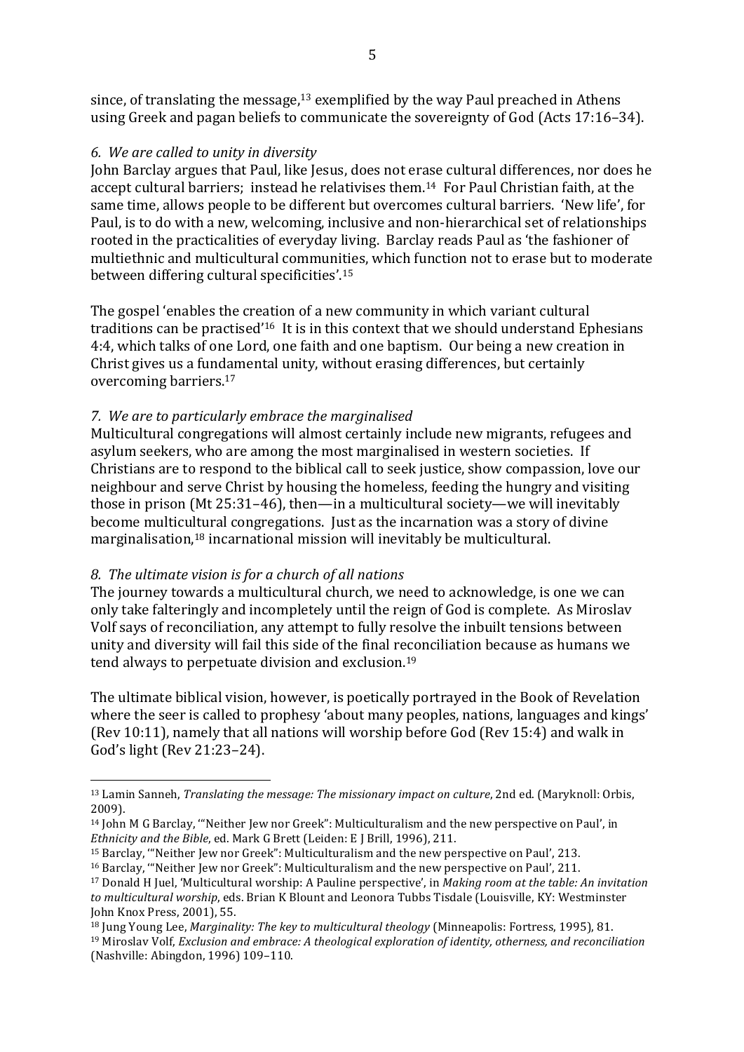since, of translating the message,[13] exemplified by the way Paul preached in Athens using Greek and pagan beliefs to communicate the sovereignty of God (Acts 17:16–34).

*6. We are called to unity in diversity*

John Barclay argues that Paul, like Jesus, does not erase cultural differences, nor does he accept cultural barriers; instead he relativises them.[14] For Paul Christian faith, at the same time, allows people to be different but overcomes cultural barriers. 'New life', for Paul, is to do with a new, welcoming, inclusive and non-hierarchical set of relationships rooted in the practicalities of everyday living. Barclay reads Paul as 'the fashioner of multiethnic and multicultural communities, which function not to erase but to moderate between differing cultural specificities'.[15]

The gospel 'enables the creation of a new community in which variant cultural traditions can be practised'[16] It is in this context that we should understand Ephesians 4:4, which talks of one Lord, one faith and one baptism. Our being a new creation in Christ gives us a fundamental unity, without erasing differences, but certainly overcoming barriers.[17]

*7. We are to particularly embrace the marginalised*

Multicultural congregations will almost certainly include new migrants, refugees and asylum seekers, who are among the most marginalised in western societies. If Christians are to respond to the biblical call to seek justice, show compassion, love our neighbour and serve Christ by housing the homeless, feeding the hungry and visiting those in prison (Mt 25:31–46), then—in a multicultural society—we will inevitably become multicultural congregations. Just as the incarnation was a story of divine marginalisation,[18] incarnational mission will inevitably be multicultural.

*8. The ultimate vision is for a church of all nations*

The journey towards a multicultural church, we need to acknowledge, is one we can only take falteringly and incompletely until the reign of God is complete. As Miroslav Volf says of reconciliation, any attempt to fully resolve the inbuilt tensions between unity and diversity will fail this side of the final reconciliation because as humans we tend always to perpetuate division and exclusion.[19]

The ultimate biblical vision, however, is poetically portrayed in the Book of Revelation where the seer is called to prophesy 'about many peoples, nations, languages and kings' (Rev 10:11), namely that all nations will worship before God (Rev 15:4) and walk in God's light (Rev 21:23–24).

---

[13] Lamin Sanneh, *Translating the message: The missionary impact on culture*, 2nd ed. (Maryknoll: Orbis, 2009).

[14] John M G Barclay, '"Neither Jew nor Greek": Multiculturalism and the new perspective on Paul', in *Ethnicity and the Bible*, ed. Mark G Brett (Leiden: E J Brill, 1996), 211.

[15] Barclay, '"Neither Jew nor Greek": Multiculturalism and the new perspective on Paul', 213.

[16] Barclay, '"Neither Jew nor Greek": Multiculturalism and the new perspective on Paul', 211.

[17] Donald H Juel, 'Multicultural worship: A Pauline perspective', in *Making room at the table: An invitation to multicultural worship*, eds. Brian K Blount and Leonora Tubbs Tisdale (Louisville, KY: Westminster John Knox Press, 2001), 55.

[18] Jung Young Lee, *Marginality: The key to multicultural theology* (Minneapolis: Fortress, 1995), 81.

[19] Miroslav Volf, *Exclusion and embrace: A theological exploration of identity, otherness, and reconciliation* (Nashville: Abingdon, 1996) 109–110.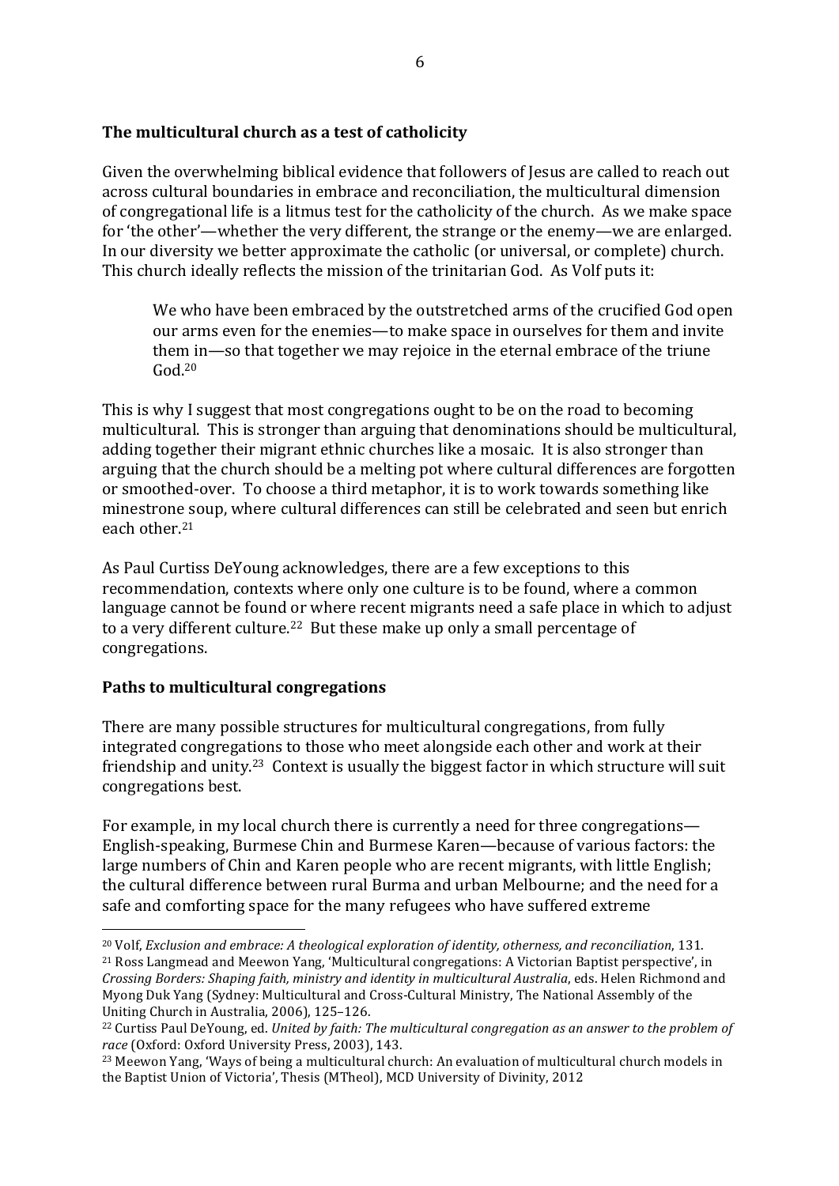**The multicultural church as a test of catholicity**

Given the overwhelming biblical evidence that followers of Jesus are called to reach out across cultural boundaries in embrace and reconciliation, the multicultural dimension of congregational life is a litmus test for the catholicity of the church. As we make space for 'the other'—whether the very different, the strange or the enemy—we are enlarged. In our diversity we better approximate the catholic (or universal, or complete) church. This church ideally reflects the mission of the trinitarian God. As Volf puts it:

> We who have been embraced by the outstretched arms of the crucified God open our arms even for the enemies—to make space in ourselves for them and invite them in—so that together we may rejoice in the eternal embrace of the triune God.[20]

This is why I suggest that most congregations ought to be on the road to becoming multicultural. This is stronger than arguing that denominations should be multicultural, adding together their migrant ethnic churches like a mosaic. It is also stronger than arguing that the church should be a melting pot where cultural differences are forgotten or smoothed-over. To choose a third metaphor, it is to work towards something like minestrone soup, where cultural differences can still be celebrated and seen but enrich each other.[21]

As Paul Curtiss DeYoung acknowledges, there are a few exceptions to this recommendation, contexts where only one culture is to be found, where a common language cannot be found or where recent migrants need a safe place in which to adjust to a very different culture.[22] But these make up only a small percentage of congregations.

**Paths to multicultural congregations**

There are many possible structures for multicultural congregations, from fully integrated congregations to those who meet alongside each other and work at their friendship and unity.[23] Context is usually the biggest factor in which structure will suit congregations best.

For example, in my local church there is currently a need for three congregations—English-speaking, Burmese Chin and Burmese Karen—because of various factors: the large numbers of Chin and Karen people who are recent migrants, with little English; the cultural difference between rural Burma and urban Melbourne; and the need for a safe and comforting space for the many refugees who have suffered extreme

---

[20] Volf, *Exclusion and embrace: A theological exploration of identity, otherness, and reconciliation*, 131.

[21] Ross Langmead and Meewon Yang, 'Multicultural congregations: A Victorian Baptist perspective', in *Crossing Borders: Shaping faith, ministry and identity in multicultural Australia*, eds. Helen Richmond and Myong Duk Yang (Sydney: Multicultural and Cross-Cultural Ministry, The National Assembly of the Uniting Church in Australia, 2006), 125–126.

[22] Curtiss Paul DeYoung, ed. *United by faith: The multicultural congregation as an answer to the problem of race* (Oxford: Oxford University Press, 2003), 143.

[23] Meewon Yang, 'Ways of being a multicultural church: An evaluation of multicultural church models in the Baptist Union of Victoria', Thesis (MTheol), MCD University of Divinity, 2012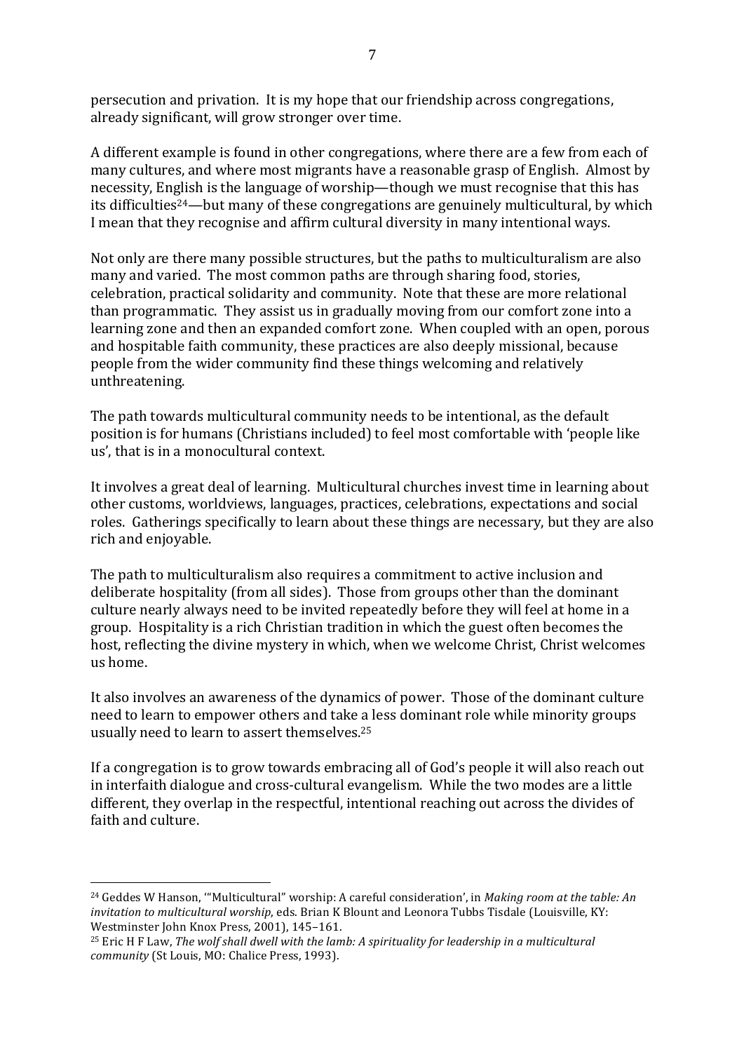persecution and privation. It is my hope that our friendship across congregations, already significant, will grow stronger over time.

A different example is found in other congregations, where there are a few from each of many cultures, and where most migrants have a reasonable grasp of English. Almost by necessity, English is the language of worship—though we must recognise that this has its difficulties[24]—but many of these congregations are genuinely multicultural, by which I mean that they recognise and affirm cultural diversity in many intentional ways.

Not only are there many possible structures, but the paths to multiculturalism are also many and varied. The most common paths are through sharing food, stories, celebration, practical solidarity and community. Note that these are more relational than programmatic. They assist us in gradually moving from our comfort zone into a learning zone and then an expanded comfort zone. When coupled with an open, porous and hospitable faith community, these practices are also deeply missional, because people from the wider community find these things welcoming and relatively unthreatening.

The path towards multicultural community needs to be intentional, as the default position is for humans (Christians included) to feel most comfortable with 'people like us', that is in a monocultural context.

It involves a great deal of learning. Multicultural churches invest time in learning about other customs, worldviews, languages, practices, celebrations, expectations and social roles. Gatherings specifically to learn about these things are necessary, but they are also rich and enjoyable.

The path to multiculturalism also requires a commitment to active inclusion and deliberate hospitality (from all sides). Those from groups other than the dominant culture nearly always need to be invited repeatedly before they will feel at home in a group. Hospitality is a rich Christian tradition in which the guest often becomes the host, reflecting the divine mystery in which, when we welcome Christ, Christ welcomes us home.

It also involves an awareness of the dynamics of power. Those of the dominant culture need to learn to empower others and take a less dominant role while minority groups usually need to learn to assert themselves.[25]

If a congregation is to grow towards embracing all of God's people it will also reach out in interfaith dialogue and cross-cultural evangelism. While the two modes are a little different, they overlap in the respectful, intentional reaching out across the divides of faith and culture.

---

[24] Geddes W Hanson, '"Multicultural" worship: A careful consideration', in *Making room at the table: An invitation to multicultural worship*, eds. Brian K Blount and Leonora Tubbs Tisdale (Louisville, KY: Westminster John Knox Press, 2001), 145–161.

[25] Eric H F Law, *The wolf shall dwell with the lamb: A spirituality for leadership in a multicultural community* (St Louis, MO: Chalice Press, 1993).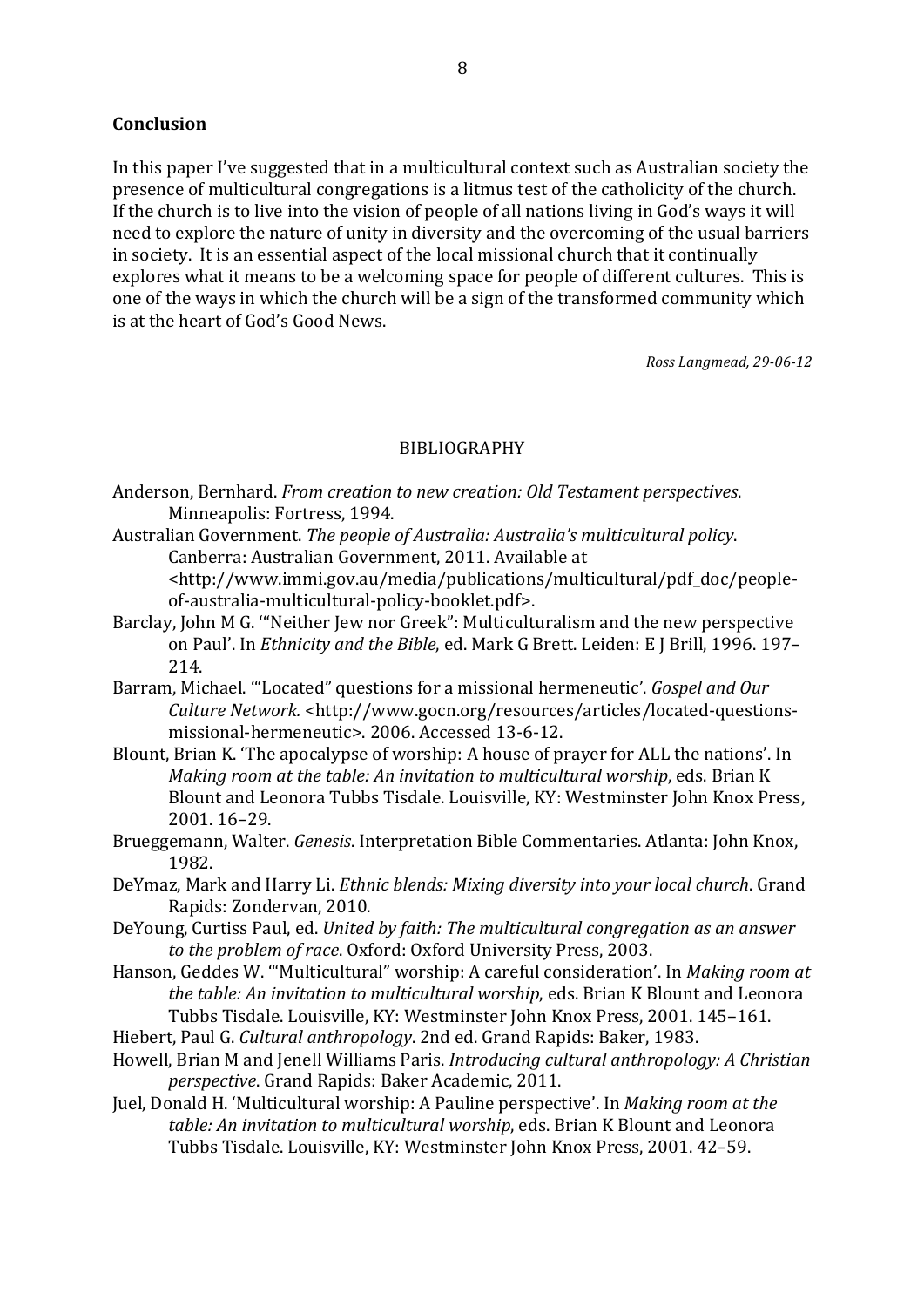## Conclusion

In this paper I've suggested that in a multicultural context such as Australian society the presence of multicultural congregations is a litmus test of the catholicity of the church. If the church is to live into the vision of people of all nations living in God's ways it will need to explore the nature of unity in diversity and the overcoming of the usual barriers in society. It is an essential aspect of the local missional church that it continually explores what it means to be a welcoming space for people of different cultures. This is one of the ways in which the church will be a sign of the transformed community which is at the heart of God's Good News.

*Ross Langmead, 29-06-12*

## BIBLIOGRAPHY

Anderson, Bernhard. *From creation to new creation: Old Testament perspectives*. Minneapolis: Fortress, 1994.

Australian Government. *The people of Australia: Australia's multicultural policy*. Canberra: Australian Government, 2011. Available at <http://www.immi.gov.au/media/publications/multicultural/pdf_doc/people-of-australia-multicultural-policy-booklet.pdf>.

Barclay, John M G. '"Neither Jew nor Greek": Multiculturalism and the new perspective on Paul'. In *Ethnicity and the Bible*, ed. Mark G Brett. Leiden: E J Brill, 1996. 197–214.

Barram, Michael. '"Located" questions for a missional hermeneutic'. *Gospel and Our Culture Network.* <http://www.gocn.org/resources/articles/located-questions-missional-hermeneutic>. 2006. Accessed 13-6-12.

Blount, Brian K. 'The apocalypse of worship: A house of prayer for ALL the nations'. In *Making room at the table: An invitation to multicultural worship*, eds. Brian K Blount and Leonora Tubbs Tisdale. Louisville, KY: Westminster John Knox Press, 2001. 16–29.

Brueggemann, Walter. *Genesis*. Interpretation Bible Commentaries. Atlanta: John Knox, 1982.

DeYmaz, Mark and Harry Li. *Ethnic blends: Mixing diversity into your local church*. Grand Rapids: Zondervan, 2010.

DeYoung, Curtiss Paul, ed. *United by faith: The multicultural congregation as an answer to the problem of race*. Oxford: Oxford University Press, 2003.

Hanson, Geddes W. '"Multicultural" worship: A careful consideration'. In *Making room at the table: An invitation to multicultural worship*, eds. Brian K Blount and Leonora Tubbs Tisdale. Louisville, KY: Westminster John Knox Press, 2001. 145–161.

Hiebert, Paul G. *Cultural anthropology*. 2nd ed. Grand Rapids: Baker, 1983.

Howell, Brian M and Jenell Williams Paris. *Introducing cultural anthropology: A Christian perspective*. Grand Rapids: Baker Academic, 2011.

Juel, Donald H. 'Multicultural worship: A Pauline perspective'. In *Making room at the table: An invitation to multicultural worship*, eds. Brian K Blount and Leonora Tubbs Tisdale. Louisville, KY: Westminster John Knox Press, 2001. 42–59.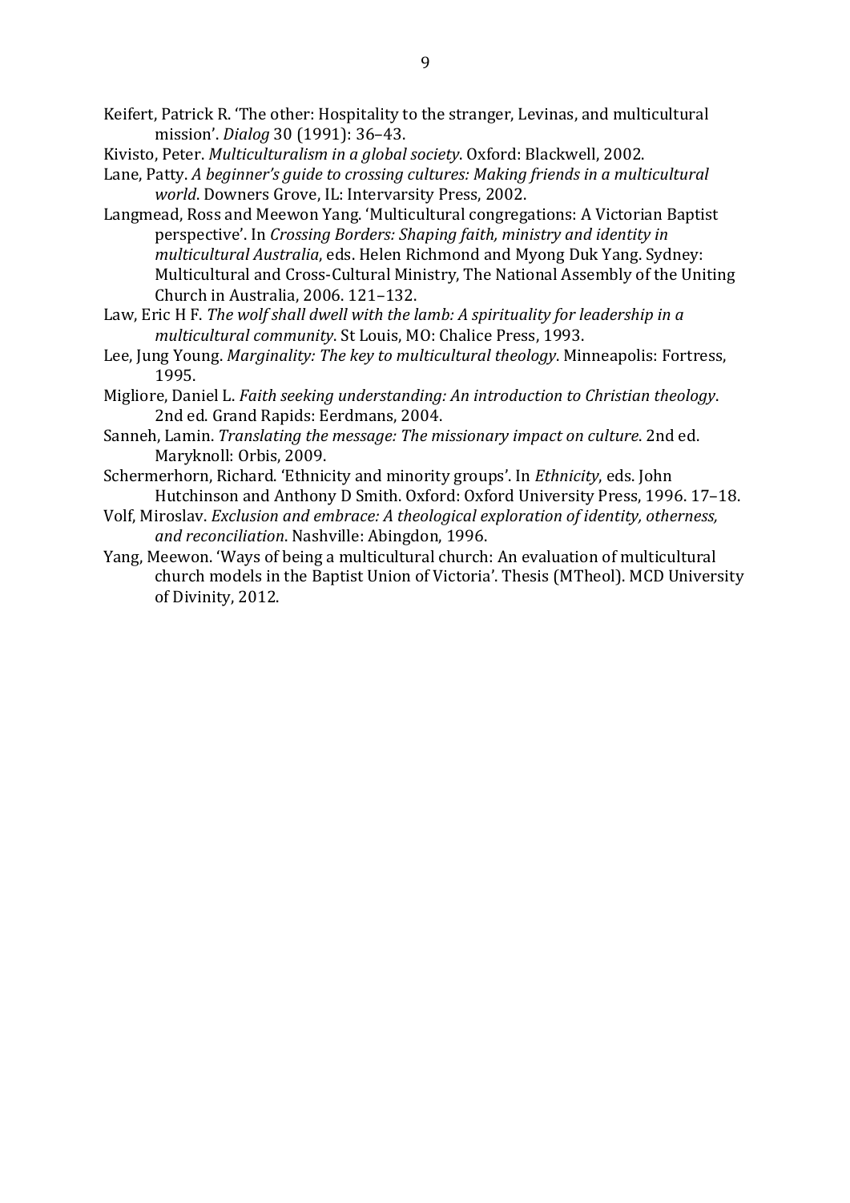Keifert, Patrick R. 'The other: Hospitality to the stranger, Levinas, and multicultural mission'. *Dialog* 30 (1991): 36–43.

Kivisto, Peter. *Multiculturalism in a global society*. Oxford: Blackwell, 2002.

Lane, Patty. *A beginner's guide to crossing cultures: Making friends in a multicultural world*. Downers Grove, IL: Intervarsity Press, 2002.

Langmead, Ross and Meewon Yang. 'Multicultural congregations: A Victorian Baptist perspective'. In *Crossing Borders: Shaping faith, ministry and identity in multicultural Australia*, eds. Helen Richmond and Myong Duk Yang. Sydney: Multicultural and Cross-Cultural Ministry, The National Assembly of the Uniting Church in Australia, 2006. 121–132.

Law, Eric H F. *The wolf shall dwell with the lamb: A spirituality for leadership in a multicultural community*. St Louis, MO: Chalice Press, 1993.

Lee, Jung Young. *Marginality: The key to multicultural theology*. Minneapolis: Fortress, 1995.

Migliore, Daniel L. *Faith seeking understanding: An introduction to Christian theology*. 2nd ed. Grand Rapids: Eerdmans, 2004.

Sanneh, Lamin. *Translating the message: The missionary impact on culture*. 2nd ed. Maryknoll: Orbis, 2009.

Schermerhorn, Richard. 'Ethnicity and minority groups'. In *Ethnicity*, eds. John Hutchinson and Anthony D Smith. Oxford: Oxford University Press, 1996. 17–18.

Volf, Miroslav. *Exclusion and embrace: A theological exploration of identity, otherness, and reconciliation*. Nashville: Abingdon, 1996.

Yang, Meewon. 'Ways of being a multicultural church: An evaluation of multicultural church models in the Baptist Union of Victoria'. Thesis (MTheol). MCD University of Divinity, 2012.